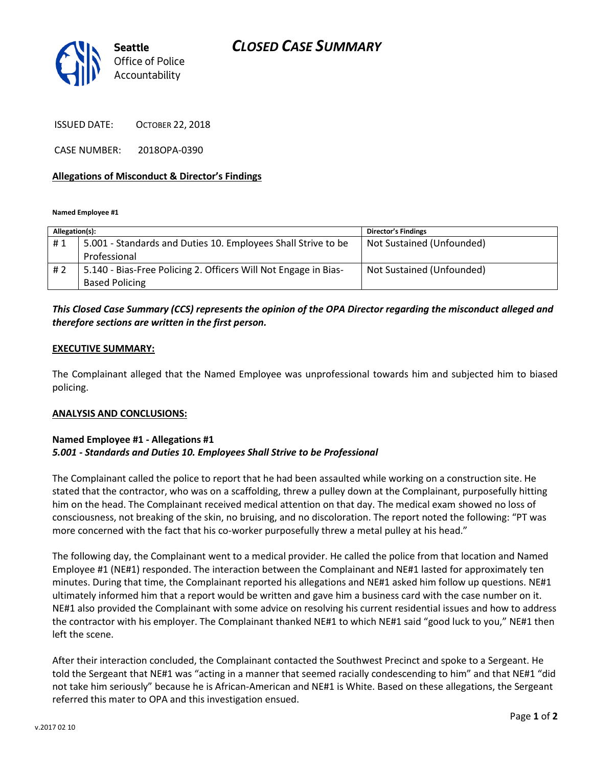Seattle Office of Police Accountability

# CLOSED CASE SUMMARY

ISSUED DATE: OCTOBER 22, 2018

CASE NUMBER: 2018OPA-0390

**Allegations of Misconduct & Director's Findings**

**Named Employee #1**

| Allegation(s): | | Director's Findings |
|---|---|---|
| # 1 | 5.001 - Standards and Duties 10. Employees Shall Strive to be Professional | Not Sustained (Unfounded) |
| # 2 | 5.140 - Bias-Free Policing 2. Officers Will Not Engage in Bias-Based Policing | Not Sustained (Unfounded) |

***This Closed Case Summary (CCS) represents the opinion of the OPA Director regarding the misconduct alleged and therefore sections are written in the first person.***

**EXECUTIVE SUMMARY:**

The Complainant alleged that the Named Employee was unprofessional towards him and subjected him to biased policing.

**ANALYSIS AND CONCLUSIONS:**

**Named Employee #1 - Allegations #1**
***5.001 - Standards and Duties 10. Employees Shall Strive to be Professional***

The Complainant called the police to report that he had been assaulted while working on a construction site. He stated that the contractor, who was on a scaffolding, threw a pulley down at the Complainant, purposefully hitting him on the head. The Complainant received medical attention on that day. The medical exam showed no loss of consciousness, not breaking of the skin, no bruising, and no discoloration. The report noted the following: "PT was more concerned with the fact that his co-worker purposefully threw a metal pulley at his head."

The following day, the Complainant went to a medical provider. He called the police from that location and Named Employee #1 (NE#1) responded. The interaction between the Complainant and NE#1 lasted for approximately ten minutes. During that time, the Complainant reported his allegations and NE#1 asked him follow up questions. NE#1 ultimately informed him that a report would be written and gave him a business card with the case number on it. NE#1 also provided the Complainant with some advice on resolving his current residential issues and how to address the contractor with his employer. The Complainant thanked NE#1 to which NE#1 said "good luck to you," NE#1 then left the scene.

After their interaction concluded, the Complainant contacted the Southwest Precinct and spoke to a Sergeant. He told the Sergeant that NE#1 was "acting in a manner that seemed racially condescending to him" and that NE#1 "did not take him seriously" because he is African-American and NE#1 is White. Based on these allegations, the Sergeant referred this mater to OPA and this investigation ensued.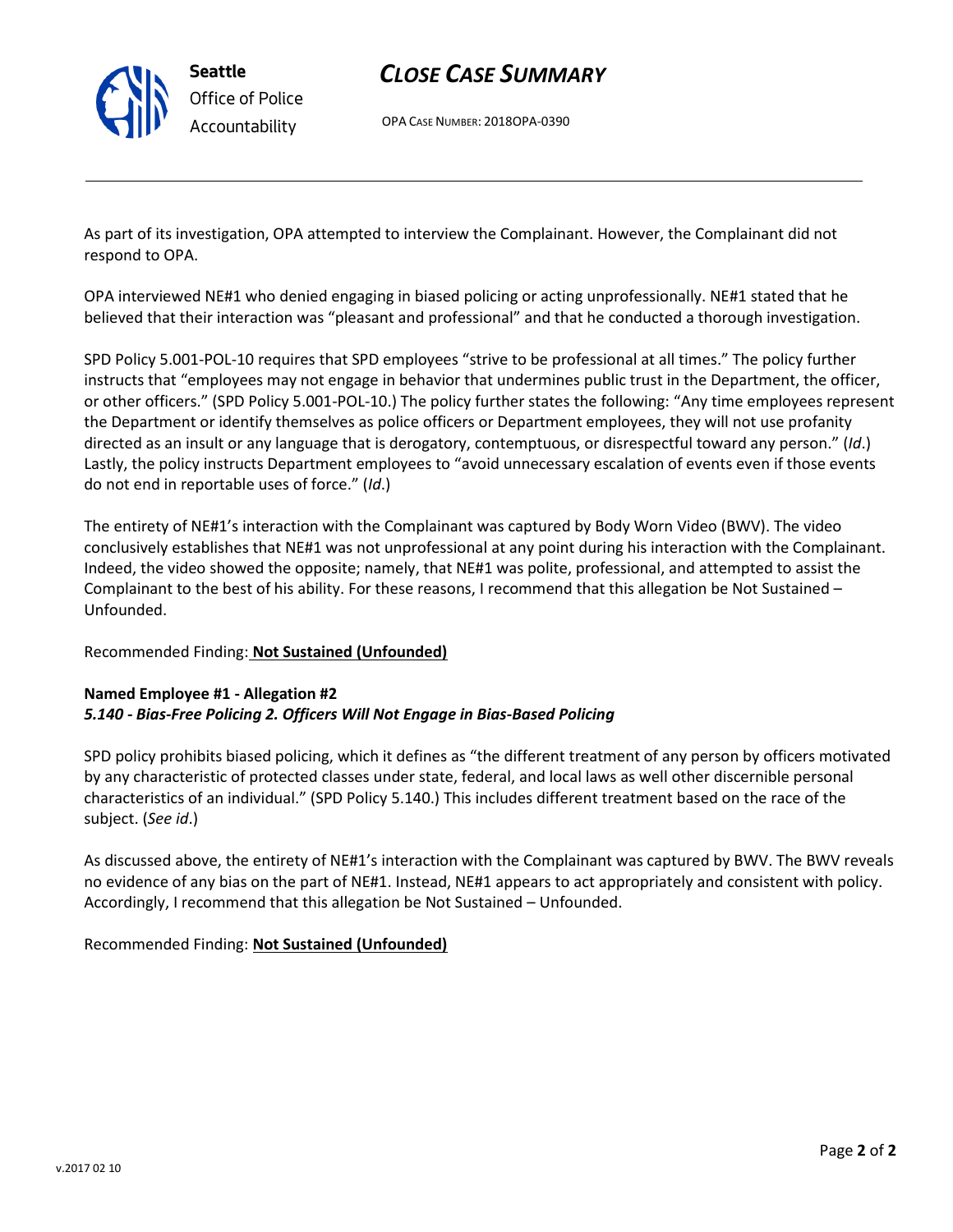As part of its investigation, OPA attempted to interview the Complainant. However, the Complainant did not respond to OPA.

OPA interviewed NE#1 who denied engaging in biased policing or acting unprofessionally. NE#1 stated that he believed that their interaction was "pleasant and professional" and that he conducted a thorough investigation.

SPD Policy 5.001-POL-10 requires that SPD employees "strive to be professional at all times." The policy further instructs that "employees may not engage in behavior that undermines public trust in the Department, the officer, or other officers." (SPD Policy 5.001-POL-10.) The policy further states the following: "Any time employees represent the Department or identify themselves as police officers or Department employees, they will not use profanity directed as an insult or any language that is derogatory, contemptuous, or disrespectful toward any person." (*Id*.) Lastly, the policy instructs Department employees to "avoid unnecessary escalation of events even if those events do not end in reportable uses of force." (*Id*.)

The entirety of NE#1's interaction with the Complainant was captured by Body Worn Video (BWV). The video conclusively establishes that NE#1 was not unprofessional at any point during his interaction with the Complainant. Indeed, the video showed the opposite; namely, that NE#1 was polite, professional, and attempted to assist the Complainant to the best of his ability. For these reasons, I recommend that this allegation be Not Sustained – Unfounded.

Recommended Finding: **Not Sustained (Unfounded)**

**Named Employee #1 - Allegation #2**
***5.140 - Bias-Free Policing 2. Officers Will Not Engage in Bias-Based Policing***

SPD policy prohibits biased policing, which it defines as "the different treatment of any person by officers motivated by any characteristic of protected classes under state, federal, and local laws as well other discernible personal characteristics of an individual." (SPD Policy 5.140.) This includes different treatment based on the race of the subject. (*See id*.)

As discussed above, the entirety of NE#1's interaction with the Complainant was captured by BWV. The BWV reveals no evidence of any bias on the part of NE#1. Instead, NE#1 appears to act appropriately and consistent with policy. Accordingly, I recommend that this allegation be Not Sustained – Unfounded.

Recommended Finding: **Not Sustained (Unfounded)**